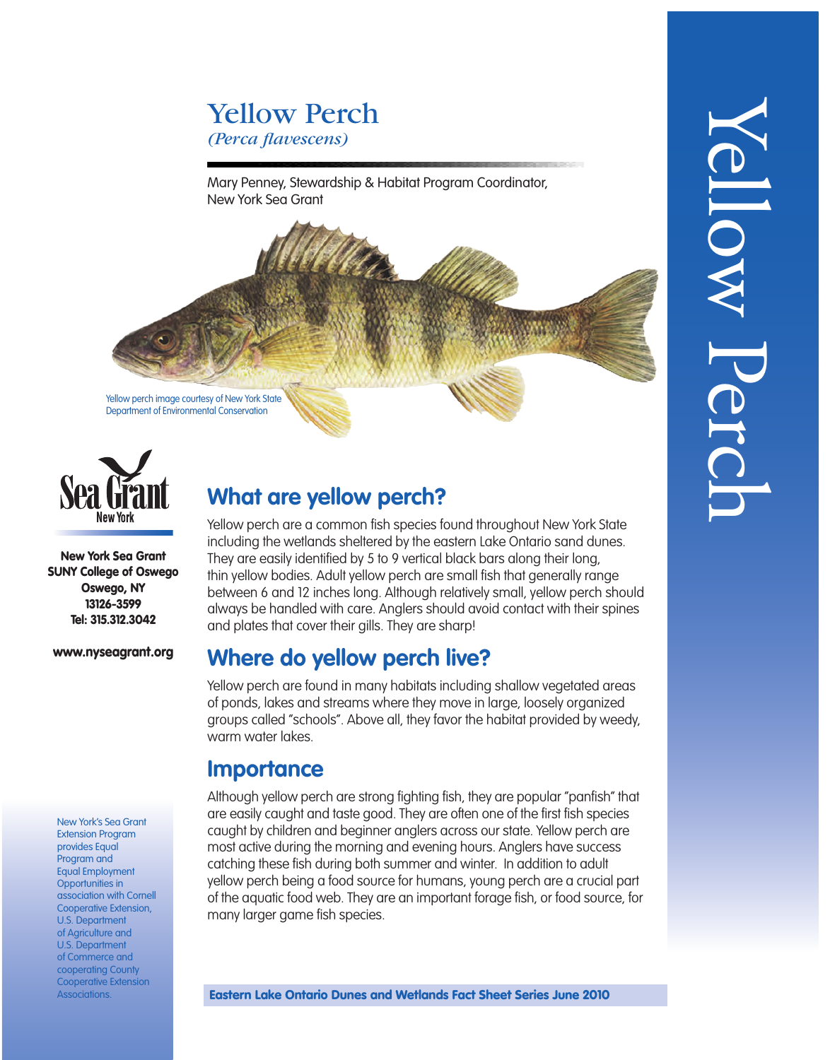# Yellow Perch

*(Perca flavescens)*

Mary Penney, Stewardship & Habitat Program Coordinator, New York Sea Grant

Yellow perch image courtesy of New York State Department of Environmental Conservation

**New York Sea Grant**
**SUNY College of Oswego**
**Oswego, NY**
**13126-3599**
**Tel: 315.312.3042**

**www.nyseagrant.org**

## What are yellow perch?

Yellow perch are a common fish species found throughout New York State including the wetlands sheltered by the eastern Lake Ontario sand dunes. They are easily identified by 5 to 9 vertical black bars along their long, thin yellow bodies. Adult yellow perch are small fish that generally range between 6 and 12 inches long. Although relatively small, yellow perch should always be handled with care. Anglers should avoid contact with their spines and plates that cover their gills. They are sharp!

## Where do yellow perch live?

Yellow perch are found in many habitats including shallow vegetated areas of ponds, lakes and streams where they move in large, loosely organized groups called "schools". Above all, they favor the habitat provided by weedy, warm water lakes.

## Importance

Although yellow perch are strong fighting fish, they are popular "panfish" that are easily caught and taste good. They are often one of the first fish species caught by children and beginner anglers across our state. Yellow perch are most active during the morning and evening hours. Anglers have success catching these fish during both summer and winter. In addition to adult yellow perch being a food source for humans, young perch are a crucial part of the aquatic food web. They are an important forage fish, or food source, for many larger game fish species.

New York's Sea Grant Extension Program provides Equal Program and Equal Employment Opportunities in association with Cornell Cooperative Extension, U.S. Department of Agriculture and U.S. Department of Commerce and cooperating County Cooperative Extension Associations.

**Eastern Lake Ontario Dunes and Wetlands Fact Sheet Series June 2010**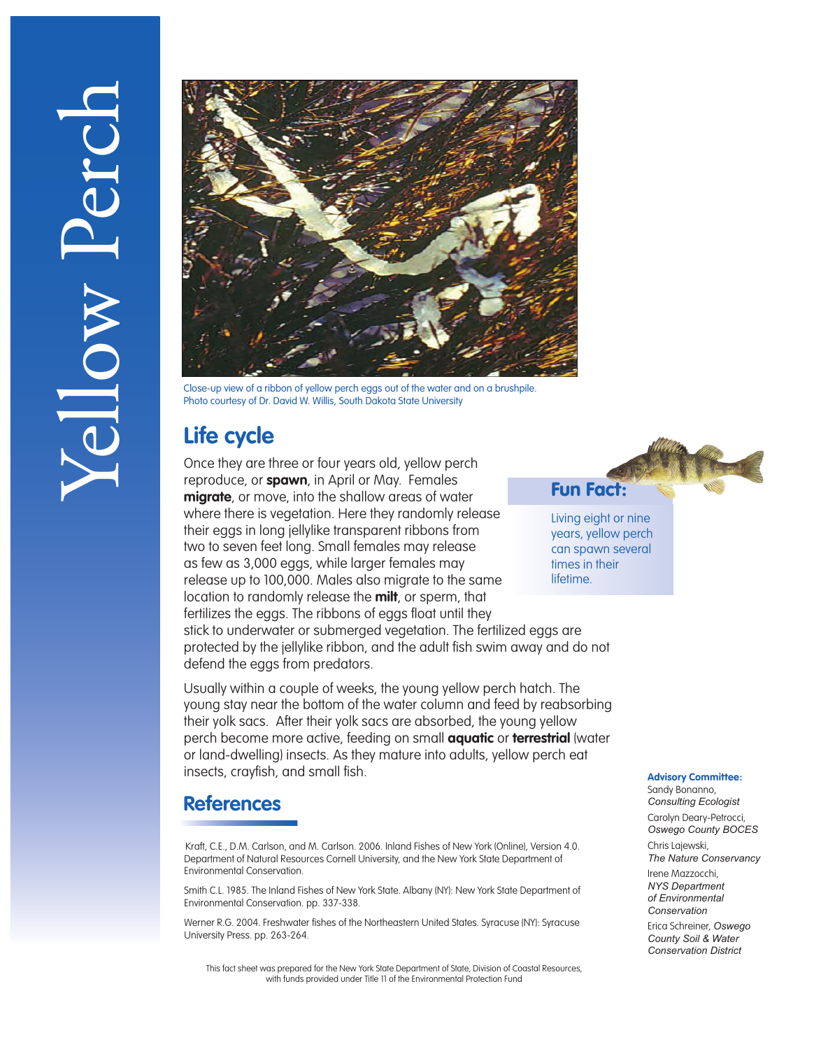# Yellow Perch

Close-up view of a ribbon of yellow perch eggs out of the water and on a brushpile.
Photo courtesy of Dr. David W. Willis, South Dakota State University

## Life cycle

Once they are three or four years old, yellow perch reproduce, or **spawn**, in April or May. Females **migrate**, or move, into the shallow areas of water where there is vegetation. Here they randomly release their eggs in long jellylike transparent ribbons from two to seven feet long. Small females may release as few as 3,000 eggs, while larger females may release up to 100,000. Males also migrate to the same location to randomly release the **milt**, or sperm, that fertilizes the eggs. The ribbons of eggs float until they stick to underwater or submerged vegetation. The fertilized eggs are protected by the jellylike ribbon, and the adult fish swim away and do not defend the eggs from predators.

**Fun Fact:**

Living eight or nine years, yellow perch can spawn several times in their lifetime.

Usually within a couple of weeks, the young yellow perch hatch. The young stay near the bottom of the water column and feed by reabsorbing their yolk sacs. After their yolk sacs are absorbed, the young yellow perch become more active, feeding on small **aquatic** or **terrestrial** (water or land-dwelling) insects. As they mature into adults, yellow perch eat insects, crayfish, and small fish.

## References

Kraft, C.E., D.M. Carlson, and M. Carlson. 2006. Inland Fishes of New York (Online), Version 4.0. Department of Natural Resources Cornell University, and the New York State Department of Environmental Conservation.

Smith C.L. 1985. The Inland Fishes of New York State. Albany (NY): New York State Department of Environmental Conservation. pp. 337-338.

Werner R.G. 2004. Freshwater fishes of the Northeastern United States. Syracuse (NY): Syracuse University Press. pp. 263-264.

**Advisory Committee:**

Sandy Bonanno, *Consulting Ecologist*

Carolyn Deary-Petrocci, *Oswego County BOCES*

Chris Lajewski, *The Nature Conservancy*

Irene Mazzocchi, *NYS Department of Environmental Conservation*

Erica Schreiner, *Oswego County Soil & Water Conservation District*

This fact sheet was prepared for the New York State Department of State, Division of Coastal Resources, with funds provided under Title 11 of the Environmental Protection Fund